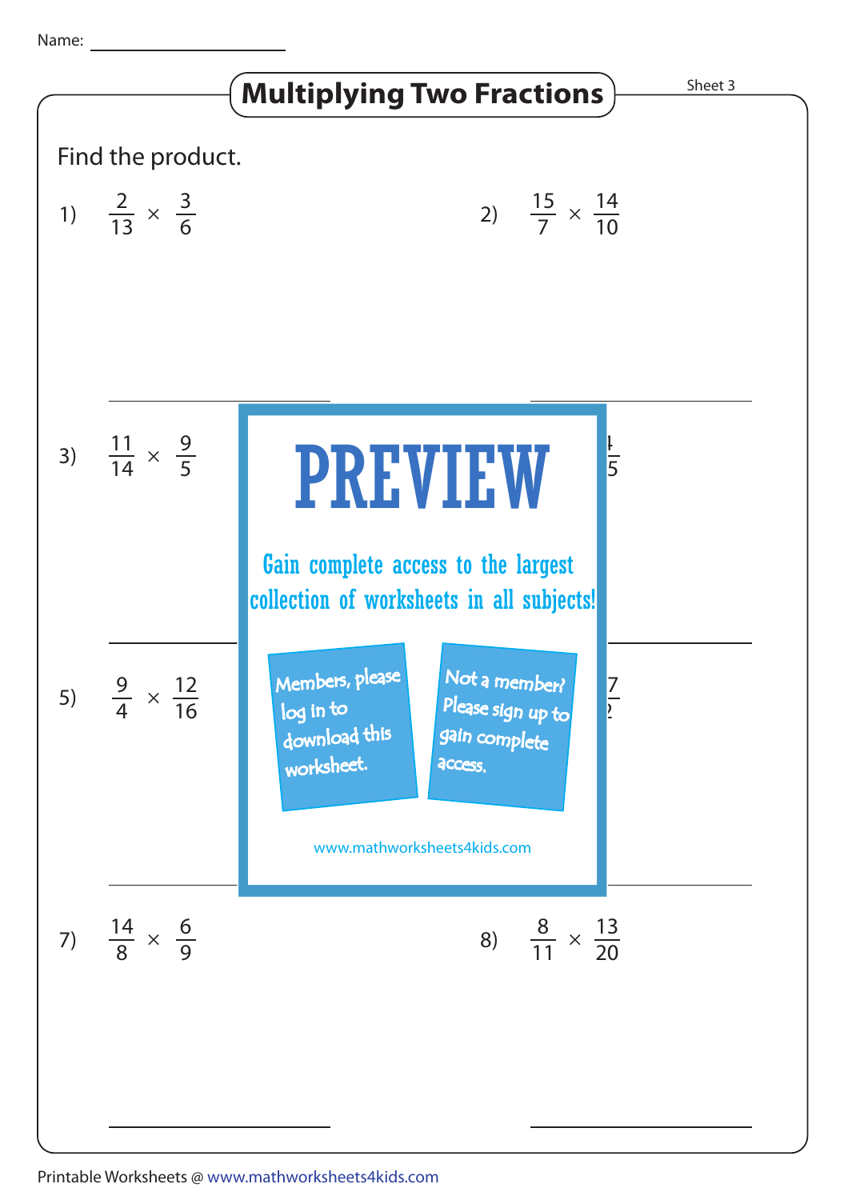Name: ____________________

# Multiplying Two Fractions

Sheet 3

Find the product.

1) $\frac{2}{13} \times \frac{3}{6}$ ____________________

2) $\frac{15}{7} \times \frac{14}{10}$ ____________________

3) $\frac{11}{14} \times \frac{9}{5}$ ____________________

4) $\frac{\ }{\ } \times \frac{4}{5}$ ____________________

5) $\frac{9}{4} \times \frac{12}{16}$ ____________________

6) $\frac{\ }{\ } \times \frac{7}{2}$ ____________________

7) $\frac{14}{8} \times \frac{6}{9}$ ____________________

8) $\frac{8}{11} \times \frac{13}{20}$ ____________________

PREVIEW

Gain complete access to the largest collection of worksheets in all subjects!

Members, please log in to download this worksheet.

Not a member? Please sign up to gain complete access.

www.mathworksheets4kids.com

Printable Worksheets @ www.mathworksheets4kids.com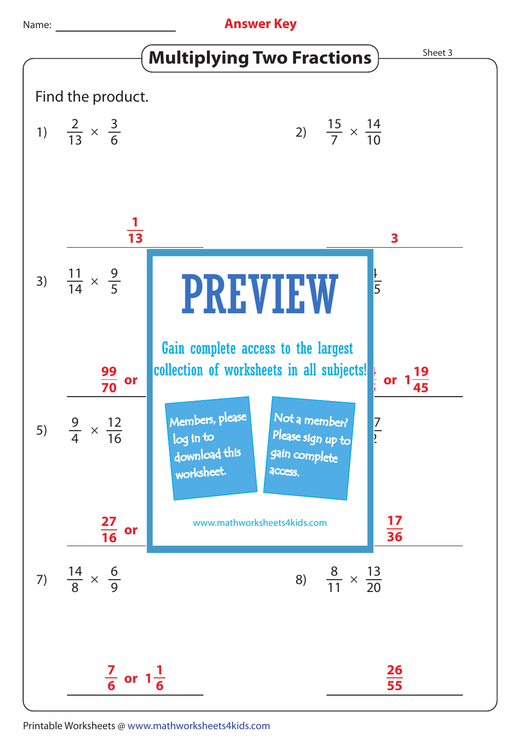Name: ______________________

**Answer Key**

# Multiplying Two Fractions

Sheet 3

Find the product.

1) $\frac{2}{13} \times \frac{3}{6}$

**$\frac{1}{13}$**

2) $\frac{15}{7} \times \frac{14}{10}$

**3**

3) $\frac{11}{14} \times \frac{9}{5}$

**$\frac{99}{70}$ or**

4) $\frac{}{5}$

**or $1\frac{19}{45}$**

5) $\frac{9}{4} \times \frac{12}{16}$

**$\frac{27}{16}$ or**

6) $\frac{7}{2}$

**$\frac{17}{36}$**

7) $\frac{14}{8} \times \frac{6}{9}$

**$\frac{7}{6}$ or $1\frac{1}{6}$**

8) $\frac{8}{11} \times \frac{13}{20}$

**$\frac{26}{55}$**

PREVIEW

Gain complete access to the largest collection of worksheets in all subjects!

Members, please log in to download this worksheet.

Not a member? Please sign up to gain complete access.

www.mathworksheets4kids.com

Printable Worksheets @ www.mathworksheets4kids.com